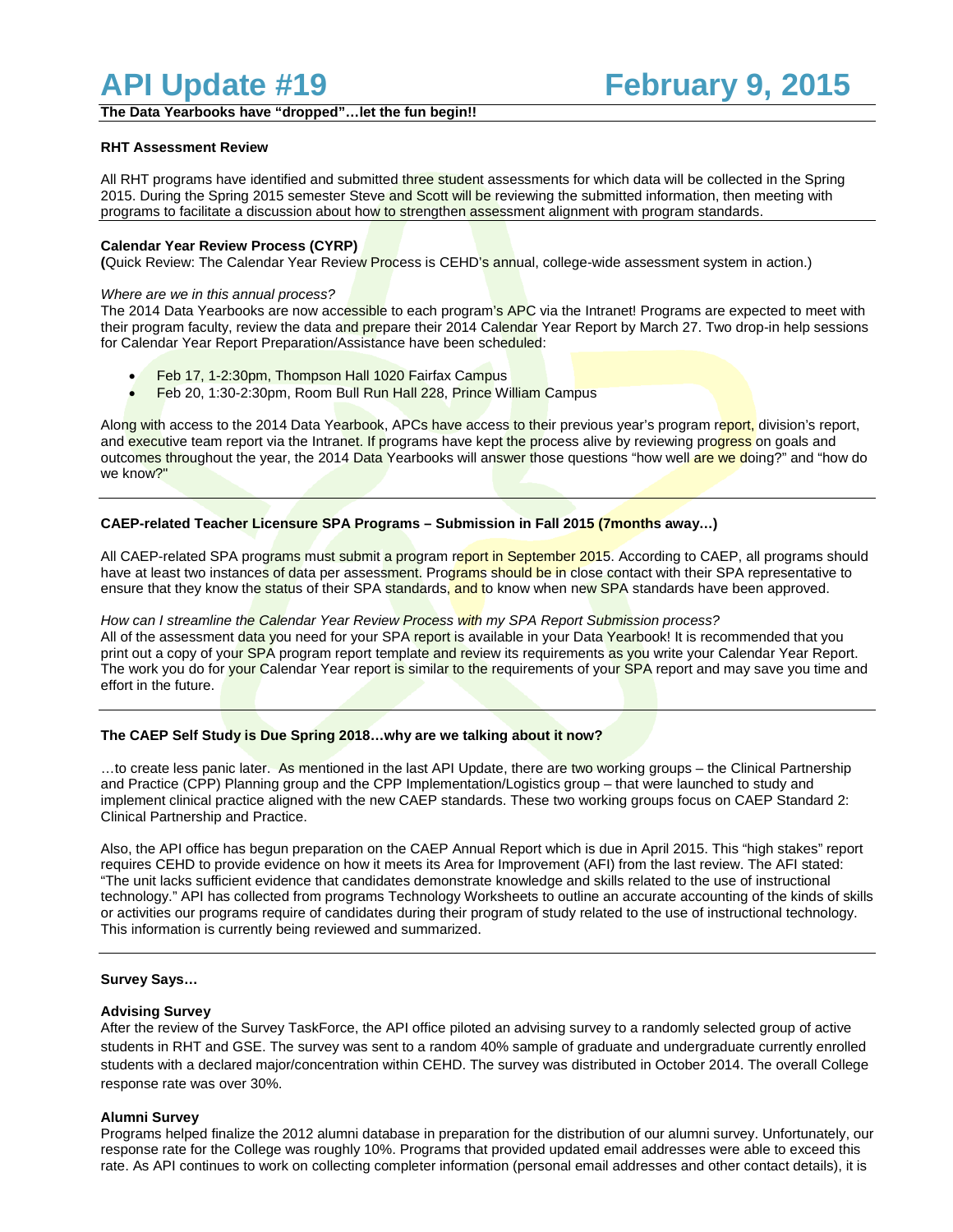# API Update #19 February 9, 2015

**The Data Yearbooks have "dropped"…let the fun begin!!**

**RHT Assessment Review**

All RHT programs have identified and submitted three student assessments for which data will be collected in the Spring 2015. During the Spring 2015 semester Steve and Scott will be reviewing the submitted information, then meeting with programs to facilitate a discussion about how to strengthen assessment alignment with program standards.

**Calendar Year Review Process (CYRP)**

**(**Quick Review: The Calendar Year Review Process is CEHD's annual, college-wide assessment system in action.)

*Where are we in this annual process?*

The 2014 Data Yearbooks are now accessible to each program's APC via the Intranet! Programs are expected to meet with their program faculty, review the data and prepare their 2014 Calendar Year Report by March 27. Two drop-in help sessions for Calendar Year Report Preparation/Assistance have been scheduled:

- Feb 17, 1-2:30pm, Thompson Hall 1020 Fairfax Campus
- Feb 20, 1:30-2:30pm, Room Bull Run Hall 228, Prince William Campus

Along with access to the 2014 Data Yearbook, APCs have access to their previous year's program report, division's report, and executive team report via the Intranet. If programs have kept the process alive by reviewing progress on goals and outcomes throughout the year, the 2014 Data Yearbooks will answer those questions "how well are we doing?" and "how do we know?"

**CAEP-related Teacher Licensure SPA Programs – Submission in Fall 2015 (7months away…)**

All CAEP-related SPA programs must submit a program report in September 2015. According to CAEP, all programs should have at least two instances of data per assessment. Programs should be in close contact with their SPA representative to ensure that they know the status of their SPA standards, and to know when new SPA standards have been approved.

*How can I streamline the Calendar Year Review Process with my SPA Report Submission process?*

All of the assessment data you need for your SPA report is available in your Data Yearbook! It is recommended that you print out a copy of your SPA program report template and review its requirements as you write your Calendar Year Report. The work you do for your Calendar Year report is similar to the requirements of your SPA report and may save you time and effort in the future.

**The CAEP Self Study is Due Spring 2018…why are we talking about it now?**

…to create less panic later. As mentioned in the last API Update, there are two working groups – the Clinical Partnership and Practice (CPP) Planning group and the CPP Implementation/Logistics group – that were launched to study and implement clinical practice aligned with the new CAEP standards. These two working groups focus on CAEP Standard 2: Clinical Partnership and Practice.

Also, the API office has begun preparation on the CAEP Annual Report which is due in April 2015. This "high stakes" report requires CEHD to provide evidence on how it meets its Area for Improvement (AFI) from the last review. The AFI stated: "The unit lacks sufficient evidence that candidates demonstrate knowledge and skills related to the use of instructional technology." API has collected from programs Technology Worksheets to outline an accurate accounting of the kinds of skills or activities our programs require of candidates during their program of study related to the use of instructional technology. This information is currently being reviewed and summarized.

**Survey Says…**

**Advising Survey**

After the review of the Survey TaskForce, the API office piloted an advising survey to a randomly selected group of active students in RHT and GSE. The survey was sent to a random 40% sample of graduate and undergraduate currently enrolled students with a declared major/concentration within CEHD. The survey was distributed in October 2014. The overall College response rate was over 30%.

**Alumni Survey**

Programs helped finalize the 2012 alumni database in preparation for the distribution of our alumni survey. Unfortunately, our response rate for the College was roughly 10%. Programs that provided updated email addresses were able to exceed this rate. As API continues to work on collecting completer information (personal email addresses and other contact details), it is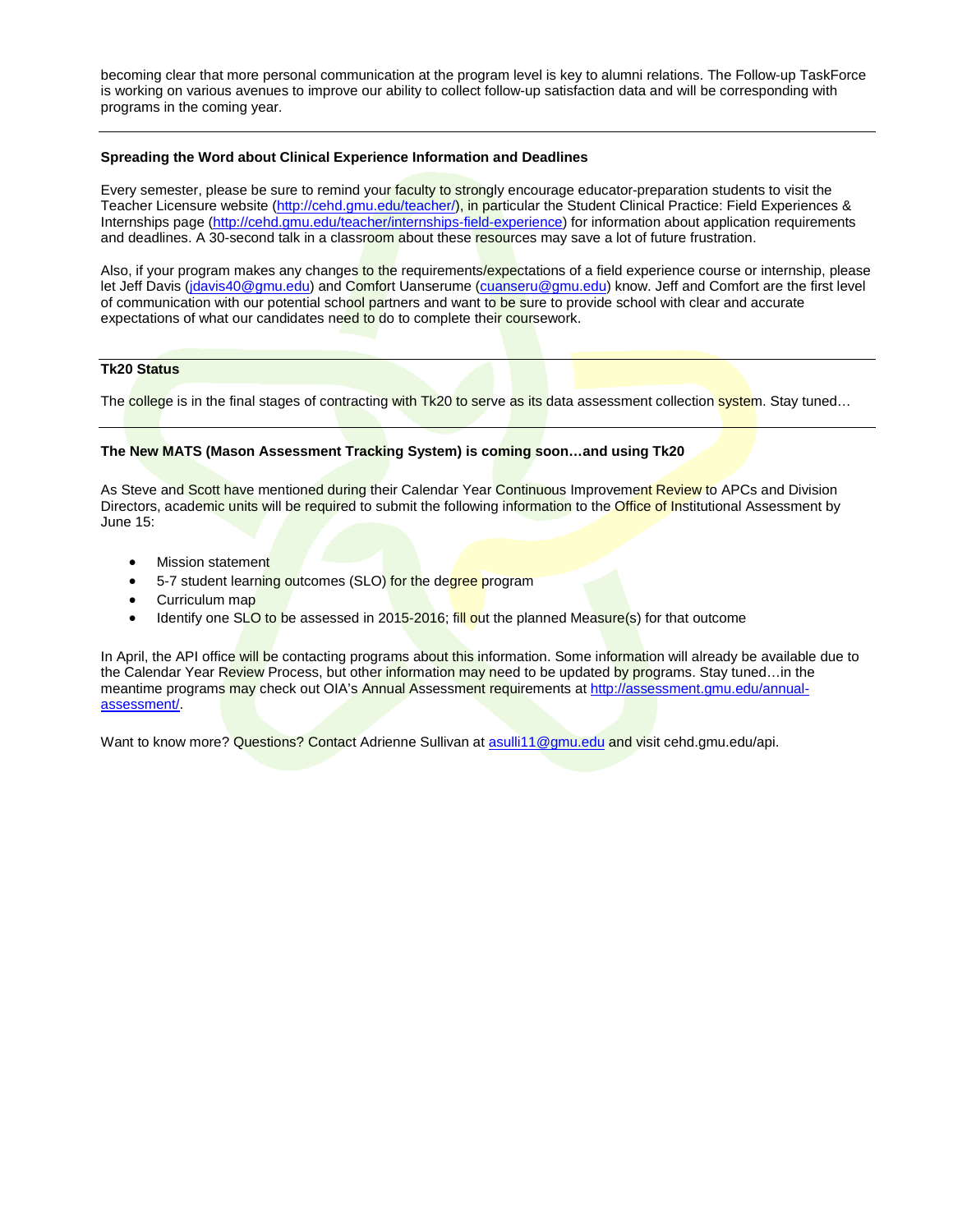becoming clear that more personal communication at the program level is key to alumni relations. The Follow-up TaskForce is working on various avenues to improve our ability to collect follow-up satisfaction data and will be corresponding with programs in the coming year.

---

**Spreading the Word about Clinical Experience Information and Deadlines**

Every semester, please be sure to remind your faculty to strongly encourage educator-preparation students to visit the Teacher Licensure website (http://cehd.gmu.edu/teacher/), in particular the Student Clinical Practice: Field Experiences & Internships page (http://cehd.gmu.edu/teacher/internships-field-experience) for information about application requirements and deadlines. A 30-second talk in a classroom about these resources may save a lot of future frustration.

Also, if your program makes any changes to the requirements/expectations of a field experience course or internship, please let Jeff Davis (jdavis40@gmu.edu) and Comfort Uanserume (cuanseru@gmu.edu) know. Jeff and Comfort are the first level of communication with our potential school partners and want to be sure to provide school with clear and accurate expectations of what our candidates need to do to complete their coursework.

---

**Tk20 Status**

The college is in the final stages of contracting with Tk20 to serve as its data assessment collection system. Stay tuned…

---

**The New MATS (Mason Assessment Tracking System) is coming soon…and using Tk20**

As Steve and Scott have mentioned during their Calendar Year Continuous Improvement Review to APCs and Division Directors, academic units will be required to submit the following information to the Office of Institutional Assessment by June 15:

- Mission statement
- 5-7 student learning outcomes (SLO) for the degree program
- Curriculum map
- Identify one SLO to be assessed in 2015-2016; fill out the planned Measure(s) for that outcome

In April, the API office will be contacting programs about this information. Some information will already be available due to the Calendar Year Review Process, but other information may need to be updated by programs. Stay tuned…in the meantime programs may check out OIA's Annual Assessment requirements at http://assessment.gmu.edu/annual-assessment/.

Want to know more? Questions? Contact Adrienne Sullivan at asulli11@gmu.edu and visit cehd.gmu.edu/api.